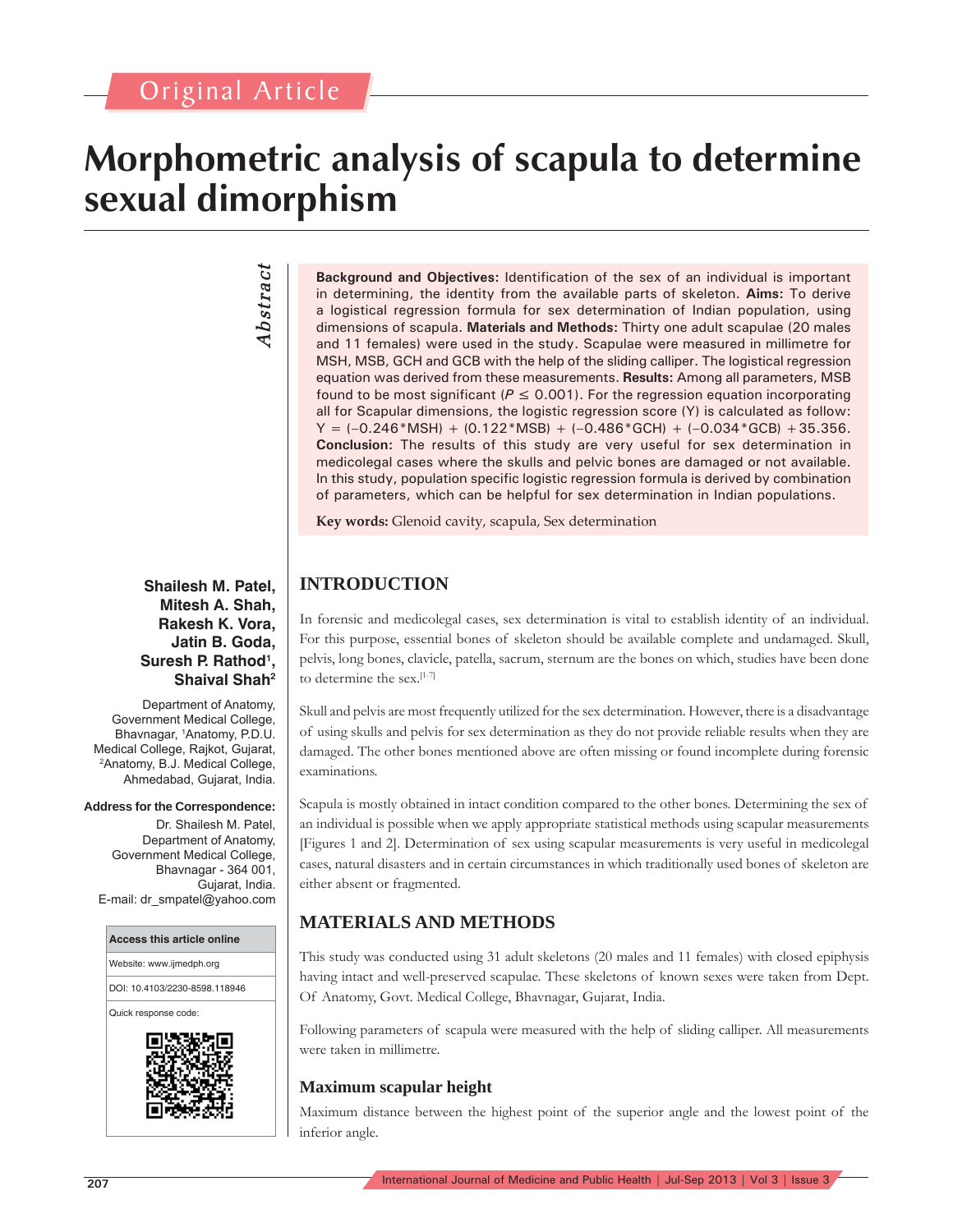Original Article

# Morphometric analysis of scapula to determine sexual dimorphism

*Abstract*

**Background and Objectives:** Identification of the sex of an individual is important in determining, the identity from the available parts of skeleton. **Aims:** To derive a logistical regression formula for sex determination of Indian population, using dimensions of scapula. **Materials and Methods:** Thirty one adult scapulae (20 males and 11 females) were used in the study. Scapulae were measured in millimetre for MSH, MSB, GCH and GCB with the help of the sliding calliper. The logistical regression equation was derived from these measurements. **Results:** Among all parameters, MSB found to be most significant ($P \leq 0.001$). For the regression equation incorporating all for Scapular dimensions, the logistic regression score (Y) is calculated as follow: $Y = (-0.246*MSH) + (0.122*MSB) + (-0.486*GCH) + (-0.034*GCB) + 35.356$. **Conclusion:** The results of this study are very useful for sex determination in medicolegal cases where the skulls and pelvic bones are damaged or not available. In this study, population specific logistic regression formula is derived by combination of parameters, which can be helpful for sex determination in Indian populations.

**Key words:** Glenoid cavity, scapula, Sex determination

**Shailesh M. Patel, Mitesh A. Shah, Rakesh K. Vora, Jatin B. Goda, Suresh P. Rathod[1], Shaival Shah[2]**

Department of Anatomy, Government Medical College, Bhavnagar, [1]Anatomy, P.D.U. Medical College, Rajkot, Gujarat, [2]Anatomy, B.J. Medical College, Ahmedabad, Gujarat, India.

**Address for the Correspondence:**
Dr. Shailesh M. Patel, Department of Anatomy, Government Medical College, Bhavnagar - 364 001, Gujarat, India.
E-mail: dr_smpatel@yahoo.com

| Access this article online |
|---|
| Website: www.ijmedph.org |
| DOI: 10.4103/2230-8598.118946 |
| Quick response code: |

## INTRODUCTION

In forensic and medicolegal cases, sex determination is vital to establish identity of an individual. For this purpose, essential bones of skeleton should be available complete and undamaged. Skull, pelvis, long bones, clavicle, patella, sacrum, sternum are the bones on which, studies have been done to determine the sex.[1-7]

Skull and pelvis are most frequently utilized for the sex determination. However, there is a disadvantage of using skulls and pelvis for sex determination as they do not provide reliable results when they are damaged. The other bones mentioned above are often missing or found incomplete during forensic examinations.

Scapula is mostly obtained in intact condition compared to the other bones. Determining the sex of an individual is possible when we apply appropriate statistical methods using scapular measurements [Figures 1 and 2]. Determination of sex using scapular measurements is very useful in medicolegal cases, natural disasters and in certain circumstances in which traditionally used bones of skeleton are either absent or fragmented.

## MATERIALS AND METHODS

This study was conducted using 31 adult skeletons (20 males and 11 females) with closed epiphysis having intact and well-preserved scapulae. These skeletons of known sexes were taken from Dept. Of Anatomy, Govt. Medical College, Bhavnagar, Gujarat, India.

Following parameters of scapula were measured with the help of sliding calliper. All measurements were taken in millimetre.

### Maximum scapular height

Maximum distance between the highest point of the superior angle and the lowest point of the inferior angle.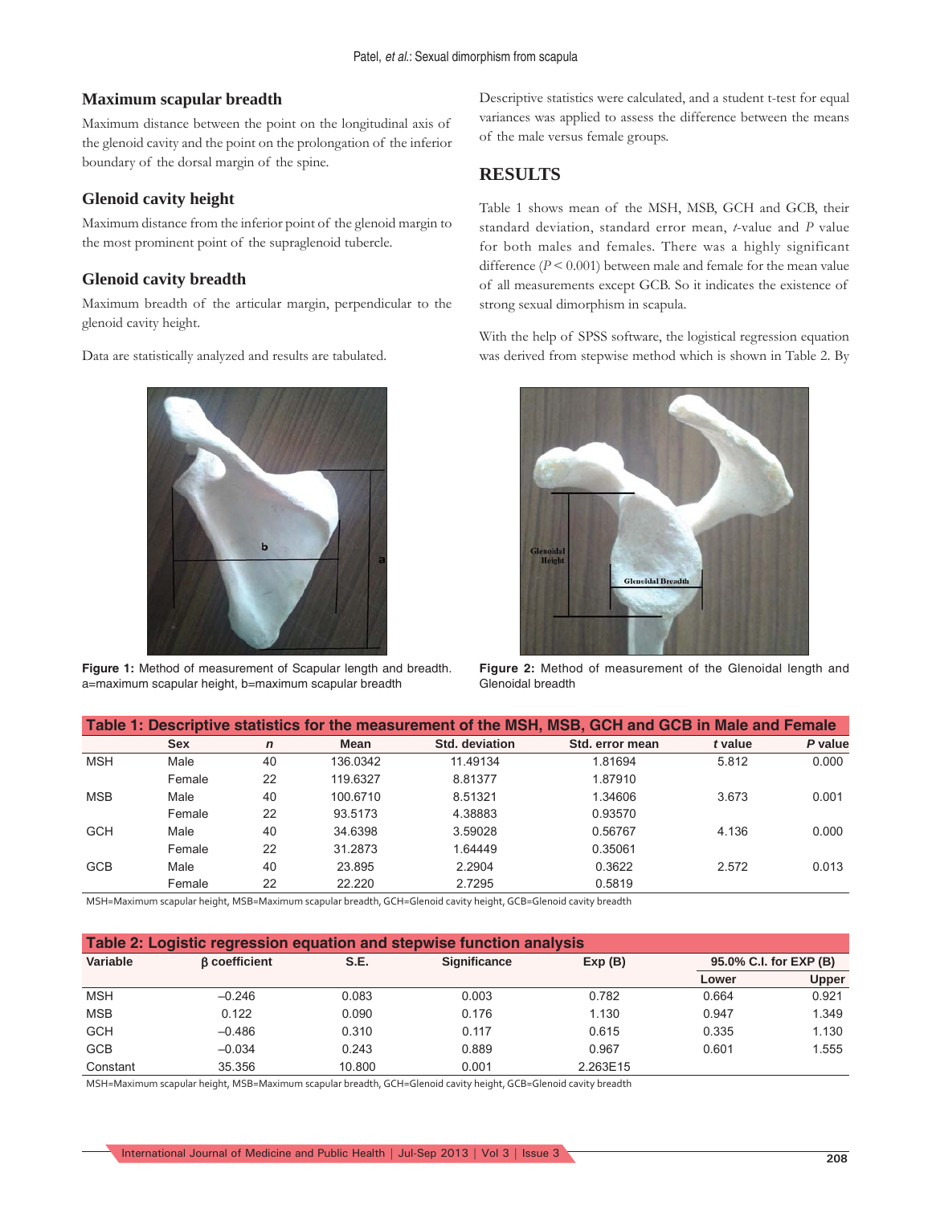### Maximum scapular breadth

Maximum distance between the point on the longitudinal axis of the glenoid cavity and the point on the prolongation of the inferior boundary of the dorsal margin of the spine.

### Glenoid cavity height

Maximum distance from the inferior point of the glenoid margin to the most prominent point of the supraglenoid tubercle.

### Glenoid cavity breadth

Maximum breadth of the articular margin, perpendicular to the glenoid cavity height.

Data are statistically analyzed and results are tabulated.

Descriptive statistics were calculated, and a student t-test for equal variances was applied to assess the difference between the means of the male versus female groups.

## RESULTS

Table 1 shows mean of the MSH, MSB, GCH and GCB, their standard deviation, standard error mean, *t*-value and *P* value for both males and females. There was a highly significant difference ($P < 0.001$) between male and female for the mean value of all measurements except GCB. So it indicates the existence of strong sexual dimorphism in scapula.

With the help of SPSS software, the logistical regression equation was derived from stepwise method which is shown in Table 2. By

**Figure 1:** Method of measurement of Scapular length and breadth. a=maximum scapular height, b=maximum scapular breadth

**Figure 2:** Method of measurement of the Glenoidal length and Glenoidal breadth

**Table 1: Descriptive statistics for the measurement of the MSH, MSB, GCH and GCB in Male and Female**

| | Sex | *n* | Mean | Std. deviation | Std. error mean | *t* value | *P* value |
|---|---|---|---|---|---|---|---|
| MSH | Male | 40 | 136.0342 | 11.49134 | 1.81694 | 5.812 | 0.000 |
| | Female | 22 | 119.6327 | 8.81377 | 1.87910 | | |
| MSB | Male | 40 | 100.6710 | 8.51321 | 1.34606 | 3.673 | 0.001 |
| | Female | 22 | 93.5173 | 4.38883 | 0.93570 | | |
| GCH | Male | 40 | 34.6398 | 3.59028 | 0.56767 | 4.136 | 0.000 |
| | Female | 22 | 31.2873 | 1.64449 | 0.35061 | | |
| GCB | Male | 40 | 23.895 | 2.2904 | 0.3622 | 2.572 | 0.013 |
| | Female | 22 | 22.220 | 2.7295 | 0.5819 | | |

MSH=Maximum scapular height, MSB=Maximum scapular breadth, GCH=Glenoid cavity height, GCB=Glenoid cavity breadth

**Table 2: Logistic regression equation and stepwise function analysis**

| Variable | β coefficient | S.E. | Significance | Exp (B) | 95.0% C.I. for EXP (B) | |
|---|---|---|---|---|---|---|
| | | | | | Lower | Upper |
| MSH | −0.246 | 0.083 | 0.003 | 0.782 | 0.664 | 0.921 |
| MSB | 0.122 | 0.090 | 0.176 | 1.130 | 0.947 | 1.349 |
| GCH | −0.486 | 0.310 | 0.117 | 0.615 | 0.335 | 1.130 |
| GCB | −0.034 | 0.243 | 0.889 | 0.967 | 0.601 | 1.555 |
| Constant | 35.356 | 10.800 | 0.001 | 2.263E15 | | |

MSH=Maximum scapular height, MSB=Maximum scapular breadth, GCH=Glenoid cavity height, GCB=Glenoid cavity breadth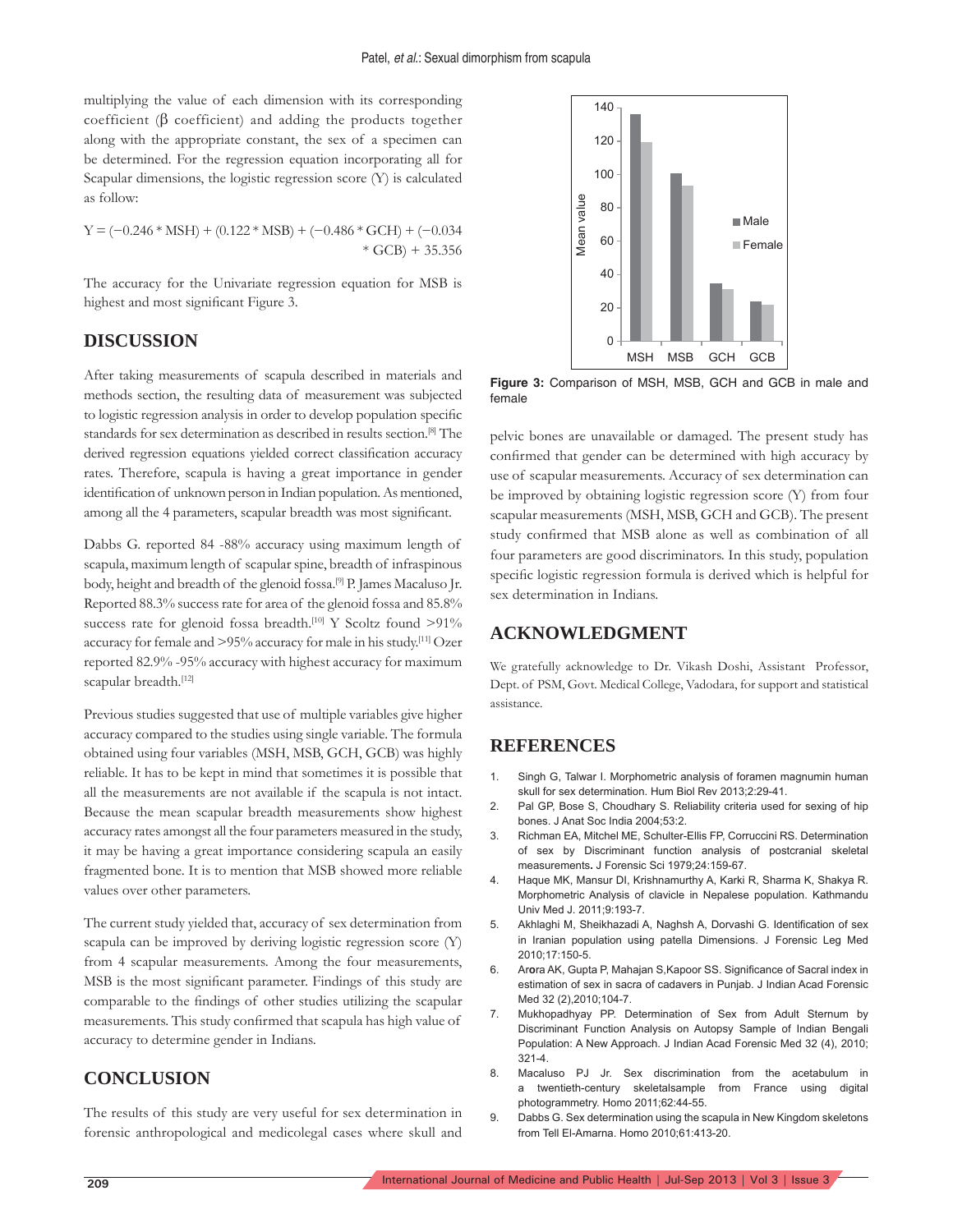multiplying the value of each dimension with its corresponding coefficient (β coefficient) and adding the products together along with the appropriate constant, the sex of a specimen can be determined. For the regression equation incorporating all for Scapular dimensions, the logistic regression score (Y) is calculated as follow:

$$Y = (-0.246 * MSH) + (0.122 * MSB) + (-0.486 * GCH) + (-0.034 * GCB) + 35.356$$

The accuracy for the Univariate regression equation for MSB is highest and most significant Figure 3.

## DISCUSSION

After taking measurements of scapula described in materials and methods section, the resulting data of measurement was subjected to logistic regression analysis in order to develop population specific standards for sex determination as described in results section.[8] The derived regression equations yielded correct classification accuracy rates. Therefore, scapula is having a great importance in gender identification of unknown person in Indian population. As mentioned, among all the 4 parameters, scapular breadth was most significant.

Dabbs G. reported 84 -88% accuracy using maximum length of scapula, maximum length of scapular spine, breadth of infraspinous body, height and breadth of the glenoid fossa.[9] P. James Macaluso Jr. Reported 88.3% success rate for area of the glenoid fossa and 85.8% success rate for glenoid fossa breadth.[10] Y Scoltz found >91% accuracy for female and >95% accuracy for male in his study.[11] Ozer reported 82.9% -95% accuracy with highest accuracy for maximum scapular breadth.[12]

Previous studies suggested that use of multiple variables give higher accuracy compared to the studies using single variable. The formula obtained using four variables (MSH, MSB, GCH, GCB) was highly reliable. It has to be kept in mind that sometimes it is possible that all the measurements are not available if the scapula is not intact. Because the mean scapular breadth measurements show highest accuracy rates amongst all the four parameters measured in the study, it may be having a great importance considering scapula an easily fragmented bone. It is to mention that MSB showed more reliable values over other parameters.

The current study yielded that, accuracy of sex determination from scapula can be improved by deriving logistic regression score (Y) from 4 scapular measurements. Among the four measurements, MSB is the most significant parameter. Findings of this study are comparable to the findings of other studies utilizing the scapular measurements. This study confirmed that scapula has high value of accuracy to determine gender in Indians.

## CONCLUSION

The results of this study are very useful for sex determination in forensic anthropological and medicolegal cases where skull and pelvic bones are unavailable or damaged. The present study has confirmed that gender can be determined with high accuracy by use of scapular measurements. Accuracy of sex determination can be improved by obtaining logistic regression score (Y) from four scapular measurements (MSH, MSB, GCH and GCB). The present study confirmed that MSB alone as well as combination of all four parameters are good discriminators. In this study, population specific logistic regression formula is derived which is helpful for sex determination in Indians.

**Figure 3:** Comparison of MSH, MSB, GCH and GCB in male and female

## ACKNOWLEDGMENT

We gratefully acknowledge to Dr. Vikash Doshi, Assistant Professor, Dept. of PSM, Govt. Medical College, Vadodara, for support and statistical assistance.

## REFERENCES

1. Singh G, Talwar I. Morphometric analysis of foramen magnumin human skull for sex determination. Hum Biol Rev 2013;2:29-41.
2. Pal GP, Bose S, Choudhary S. Reliability criteria used for sexing of hip bones. J Anat Soc India 2004;53:2.
3. Richman EA, Mitchel ME, Schulter-Ellis FP, Corruccini RS. Determination of sex by Discriminant function analysis of postcranial skeletal measurements. J Forensic Sci 1979;24:159-67.
4. Haque MK, Mansur DI, Krishnamurthy A, Karki R, Sharma K, Shakya R. Morphometric Analysis of clavicle in Nepalese population. Kathmandu Univ Med J. 2011;9:193-7.
5. Akhlaghi M, Sheikhazadi A, Naghsh A, Dorvashi G. Identification of sex in Iranian population using patella Dimensions. J Forensic Leg Med 2010;17:150-5.
6. Arora AK, Gupta P, Mahajan S,Kapoor SS. Significance of Sacral index in estimation of sex in sacra of cadavers in Punjab. J Indian Acad Forensic Med 32 (2),2010;104-7.
7. Mukhopadhyay PP. Determination of Sex from Adult Sternum by Discriminant Function Analysis on Autopsy Sample of Indian Bengali Population: A New Approach. J Indian Acad Forensic Med 32 (4), 2010; 321-4.
8. Macaluso PJ Jr. Sex discrimination from the acetabulum in a twentieth-century skeletalsample from France using digital photogrammetry. Homo 2011;62:44-55.
9. Dabbs G. Sex determination using the scapula in New Kingdom skeletons from Tell El-Amarna. Homo 2010;61:413-20.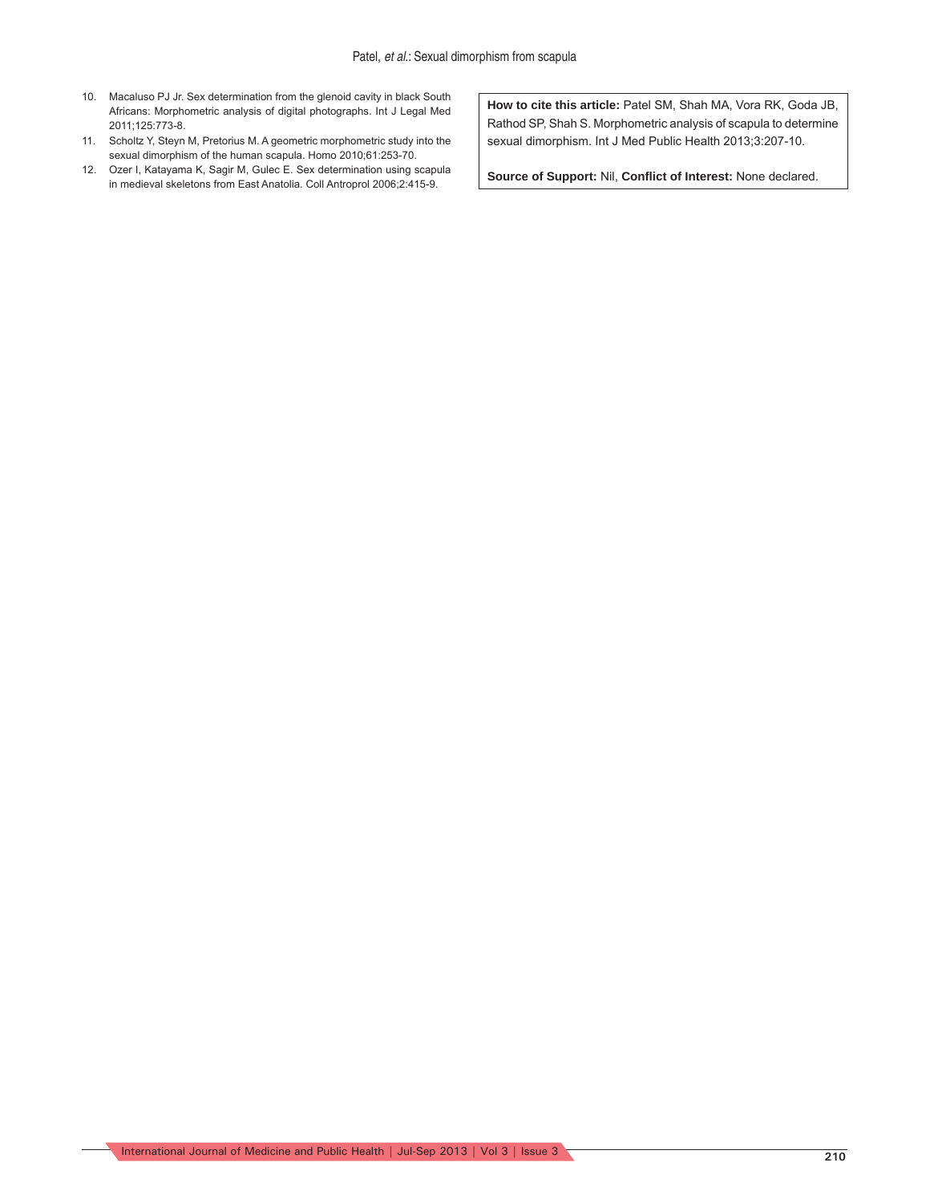10. Macaluso PJ Jr. Sex determination from the glenoid cavity in black South Africans: Morphometric analysis of digital photographs. Int J Legal Med 2011;125:773-8.
11. Scholtz Y, Steyn M, Pretorius M. A geometric morphometric study into the sexual dimorphism of the human scapula. Homo 2010;61:253-70.
12. Ozer I, Katayama K, Sagir M, Gulec E. Sex determination using scapula in medieval skeletons from East Anatolia. Coll Antroprol 2006;2:415-9.

**How to cite this article:** Patel SM, Shah MA, Vora RK, Goda JB, Rathod SP, Shah S. Morphometric analysis of scapula to determine sexual dimorphism. Int J Med Public Health 2013;3:207-10.

**Source of Support:** Nil, **Conflict of Interest:** None declared.